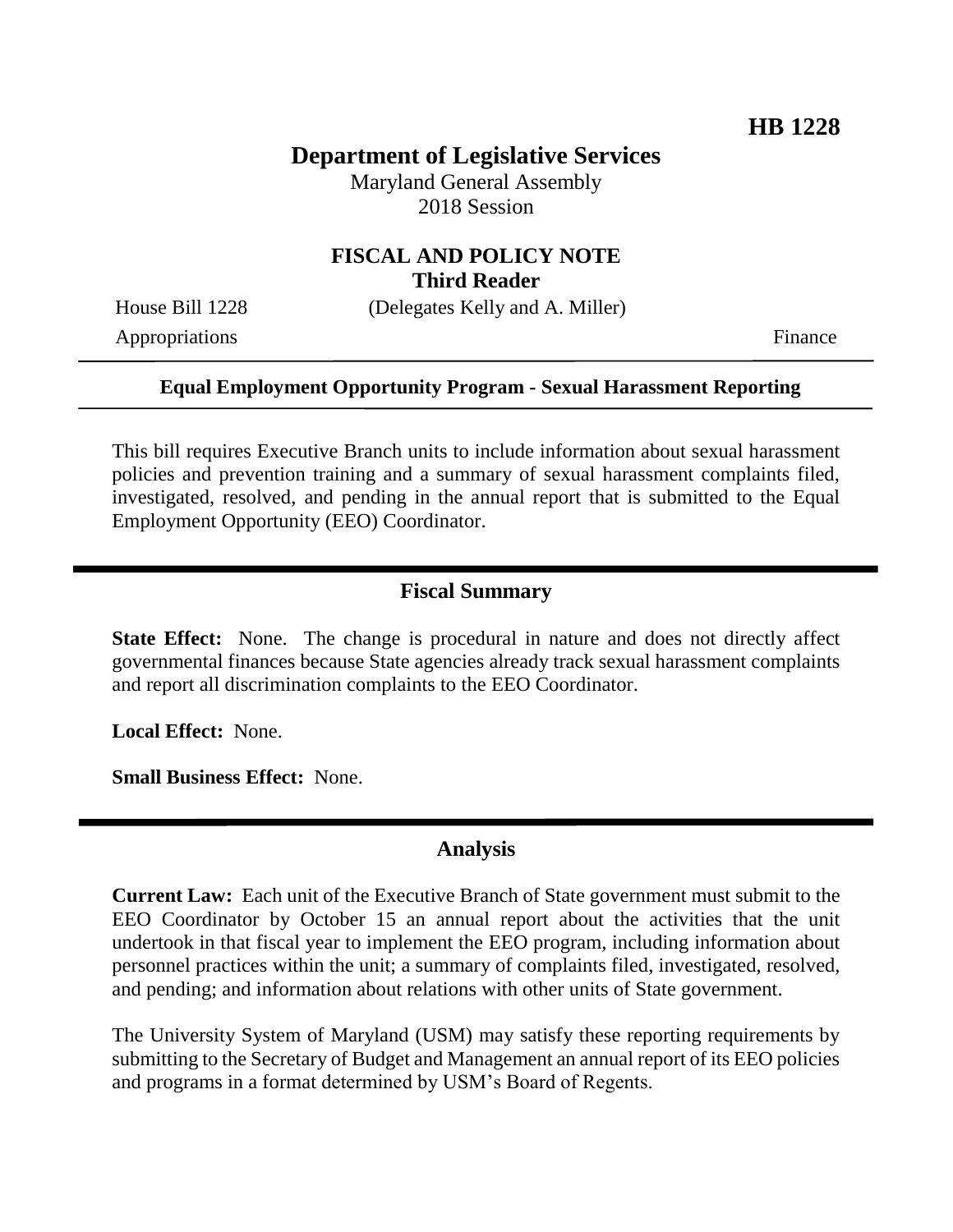**HB 1228**

# Department of Legislative Services

Maryland General Assembly
2018 Session

## FISCAL AND POLICY NOTE
**Third Reader**

House Bill 1228 (Delegates Kelly and A. Miller)

Appropriations Finance

**Equal Employment Opportunity Program - Sexual Harassment Reporting**

This bill requires Executive Branch units to include information about sexual harassment policies and prevention training and a summary of sexual harassment complaints filed, investigated, resolved, and pending in the annual report that is submitted to the Equal Employment Opportunity (EEO) Coordinator.

## Fiscal Summary

**State Effect:** None. The change is procedural in nature and does not directly affect governmental finances because State agencies already track sexual harassment complaints and report all discrimination complaints to the EEO Coordinator.

**Local Effect:** None.

**Small Business Effect:** None.

## Analysis

**Current Law:** Each unit of the Executive Branch of State government must submit to the EEO Coordinator by October 15 an annual report about the activities that the unit undertook in that fiscal year to implement the EEO program, including information about personnel practices within the unit; a summary of complaints filed, investigated, resolved, and pending; and information about relations with other units of State government.

The University System of Maryland (USM) may satisfy these reporting requirements by submitting to the Secretary of Budget and Management an annual report of its EEO policies and programs in a format determined by USM's Board of Regents.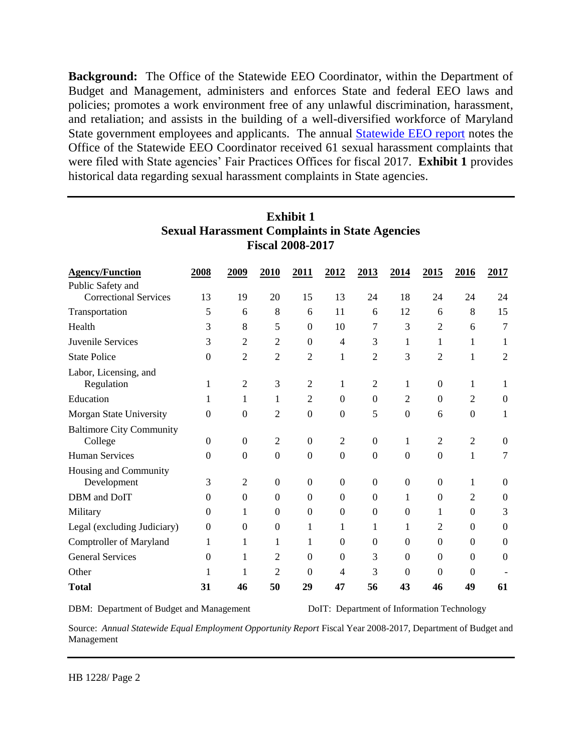**Background:** The Office of the Statewide EEO Coordinator, within the Department of Budget and Management, administers and enforces State and federal EEO laws and policies; promotes a work environment free of any unlawful discrimination, harassment, and retaliation; and assists in the building of a well-diversified workforce of Maryland State government employees and applicants. The annual Statewide EEO report notes the Office of the Statewide EEO Coordinator received 61 sexual harassment complaints that were filed with State agencies' Fair Practices Offices for fiscal 2017. **Exhibit 1** provides historical data regarding sexual harassment complaints in State agencies.

**Exhibit 1**
**Sexual Harassment Complaints in State Agencies**
**Fiscal 2008-2017**

| Agency/Function | 2008 | 2009 | 2010 | 2011 | 2012 | 2013 | 2014 | 2015 | 2016 | 2017 |
|---|---|---|---|---|---|---|---|---|---|---|
| Public Safety and Correctional Services | 13 | 19 | 20 | 15 | 13 | 24 | 18 | 24 | 24 | 24 |
| Transportation | 5 | 6 | 8 | 6 | 11 | 6 | 12 | 6 | 8 | 15 |
| Health | 3 | 8 | 5 | 0 | 10 | 7 | 3 | 2 | 6 | 7 |
| Juvenile Services | 3 | 2 | 2 | 0 | 4 | 3 | 1 | 1 | 1 | 1 |
| State Police | 0 | 2 | 2 | 2 | 1 | 2 | 3 | 2 | 1 | 2 |
| Labor, Licensing, and Regulation | 1 | 2 | 3 | 2 | 1 | 2 | 1 | 0 | 1 | 1 |
| Education | 1 | 1 | 1 | 2 | 0 | 0 | 2 | 0 | 2 | 0 |
| Morgan State University | 0 | 0 | 2 | 0 | 0 | 5 | 0 | 6 | 0 | 1 |
| Baltimore City Community College | 0 | 0 | 2 | 0 | 2 | 0 | 1 | 2 | 2 | 0 |
| Human Services | 0 | 0 | 0 | 0 | 0 | 0 | 0 | 0 | 1 | 7 |
| Housing and Community Development | 3 | 2 | 0 | 0 | 0 | 0 | 0 | 0 | 1 | 0 |
| DBM and DoIT | 0 | 0 | 0 | 0 | 0 | 0 | 1 | 0 | 2 | 0 |
| Military | 0 | 1 | 0 | 0 | 0 | 0 | 0 | 1 | 0 | 3 |
| Legal (excluding Judiciary) | 0 | 0 | 0 | 1 | 1 | 1 | 1 | 2 | 0 | 0 |
| Comptroller of Maryland | 1 | 1 | 1 | 1 | 0 | 0 | 0 | 0 | 0 | 0 |
| General Services | 0 | 1 | 2 | 0 | 0 | 3 | 0 | 0 | 0 | 0 |
| Other | 1 | 1 | 2 | 0 | 4 | 3 | 0 | 0 | 0 | - |
| **Total** | **31** | **46** | **50** | **29** | **47** | **56** | **43** | **46** | **49** | **61** |

DBM: Department of Budget and Management DoIT: Department of Information Technology

Source: *Annual Statewide Equal Employment Opportunity Report* Fiscal Year 2008-2017, Department of Budget and Management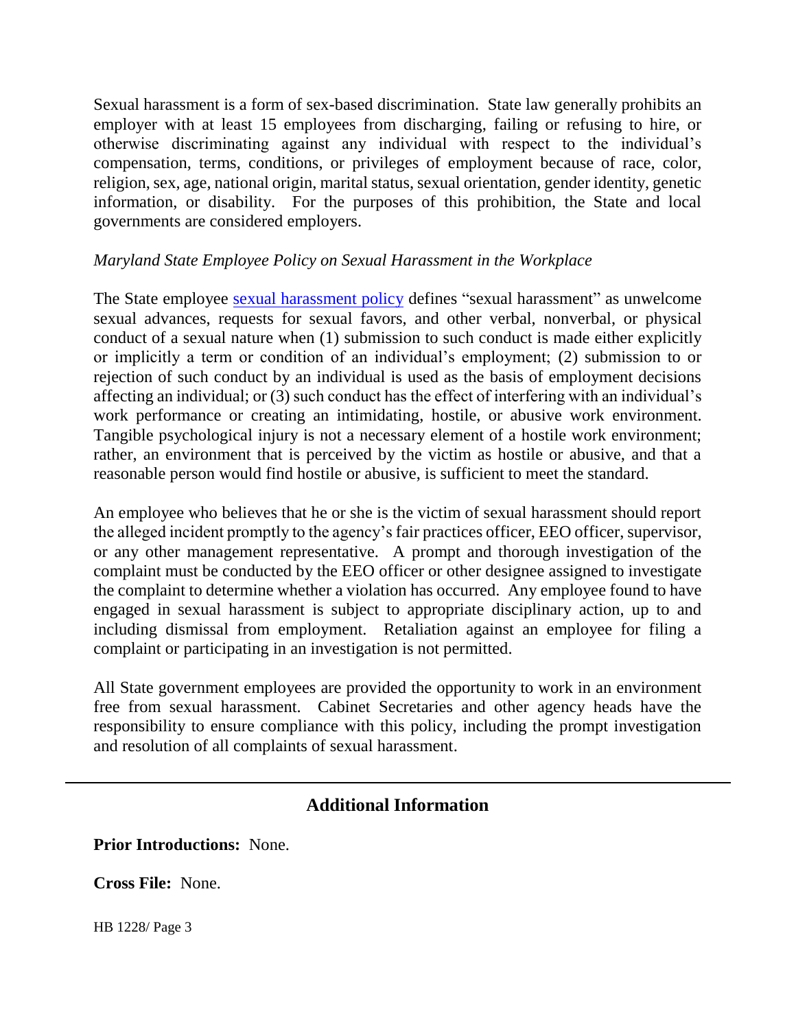Sexual harassment is a form of sex-based discrimination. State law generally prohibits an employer with at least 15 employees from discharging, failing or refusing to hire, or otherwise discriminating against any individual with respect to the individual's compensation, terms, conditions, or privileges of employment because of race, color, religion, sex, age, national origin, marital status, sexual orientation, gender identity, genetic information, or disability. For the purposes of this prohibition, the State and local governments are considered employers.

*Maryland State Employee Policy on Sexual Harassment in the Workplace*

The State employee sexual harassment policy defines "sexual harassment" as unwelcome sexual advances, requests for sexual favors, and other verbal, nonverbal, or physical conduct of a sexual nature when (1) submission to such conduct is made either explicitly or implicitly a term or condition of an individual's employment; (2) submission to or rejection of such conduct by an individual is used as the basis of employment decisions affecting an individual; or (3) such conduct has the effect of interfering with an individual's work performance or creating an intimidating, hostile, or abusive work environment. Tangible psychological injury is not a necessary element of a hostile work environment; rather, an environment that is perceived by the victim as hostile or abusive, and that a reasonable person would find hostile or abusive, is sufficient to meet the standard.

An employee who believes that he or she is the victim of sexual harassment should report the alleged incident promptly to the agency's fair practices officer, EEO officer, supervisor, or any other management representative. A prompt and thorough investigation of the complaint must be conducted by the EEO officer or other designee assigned to investigate the complaint to determine whether a violation has occurred. Any employee found to have engaged in sexual harassment is subject to appropriate disciplinary action, up to and including dismissal from employment. Retaliation against an employee for filing a complaint or participating in an investigation is not permitted.

All State government employees are provided the opportunity to work in an environment free from sexual harassment. Cabinet Secretaries and other agency heads have the responsibility to ensure compliance with this policy, including the prompt investigation and resolution of all complaints of sexual harassment.

---

## Additional Information

**Prior Introductions:** None.

**Cross File:** None.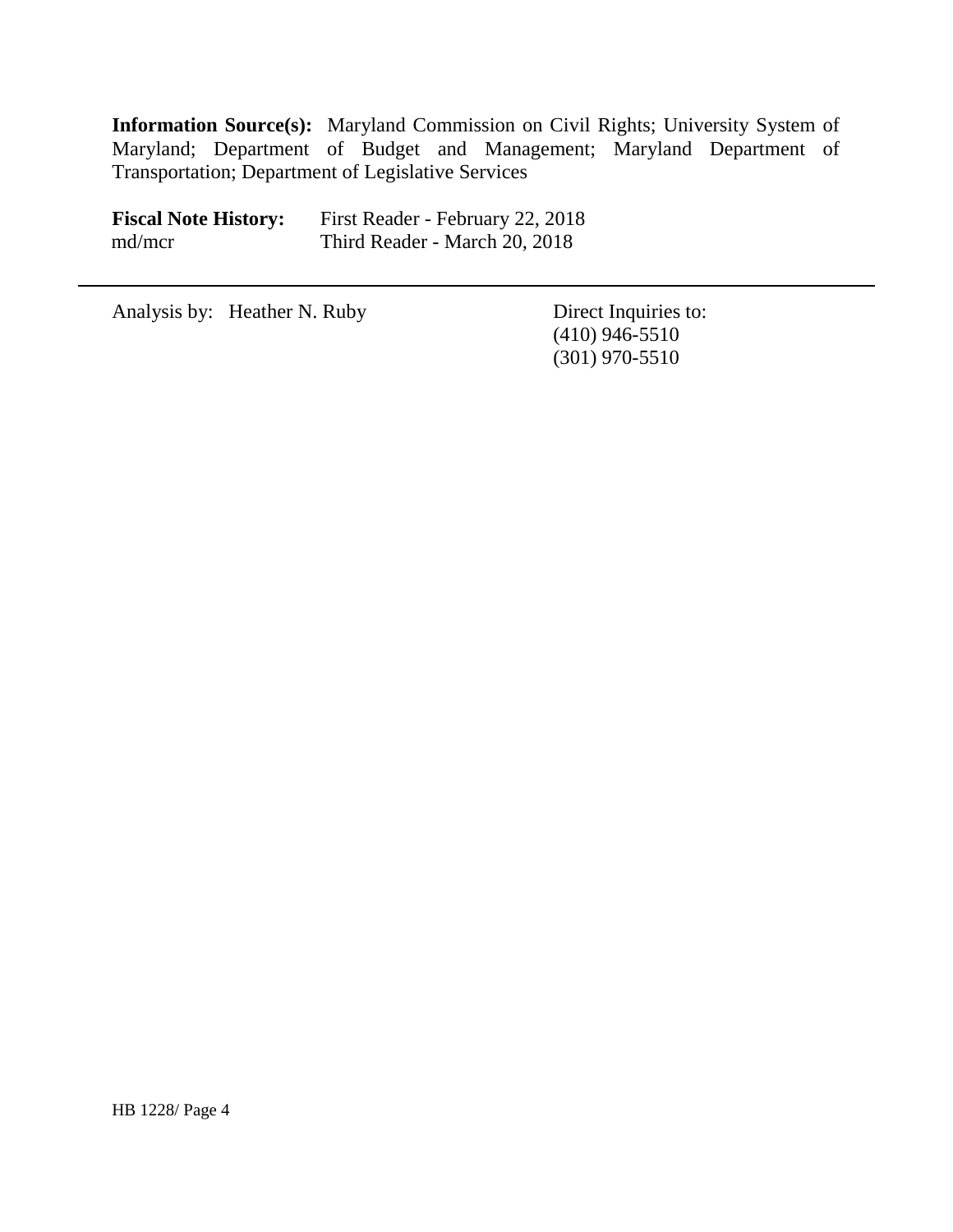**Information Source(s):** Maryland Commission on Civil Rights; University System of Maryland; Department of Budget and Management; Maryland Department of Transportation; Department of Legislative Services

| | |
|---|---|
| **Fiscal Note History:** | First Reader - February 22, 2018 |
| md/mcr | Third Reader - March 20, 2018 |

---

Analysis by: Heather N. Ruby

Direct Inquiries to:
(410) 946-5510
(301) 970-5510